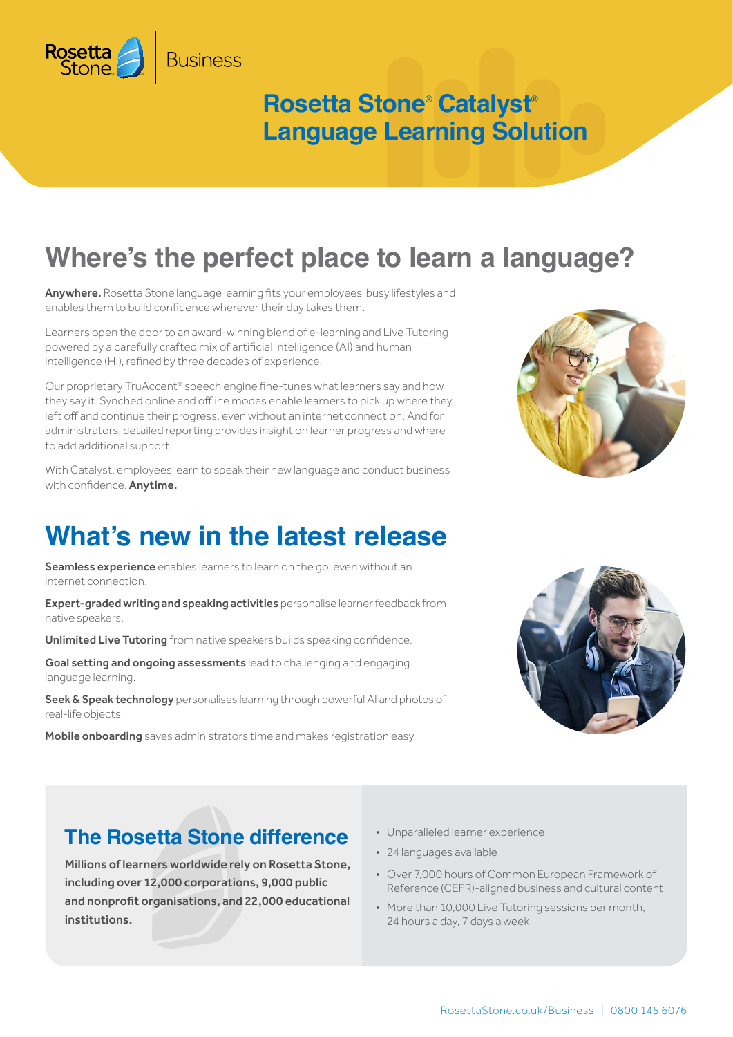Rosetta Stone Business

# Rosetta Stone® Catalyst® Language Learning Solution

## Where's the perfect place to learn a language?

**Anywhere.** Rosetta Stone language learning fits your employees' busy lifestyles and enables them to build confidence wherever their day takes them.

Learners open the door to an award-winning blend of e-learning and Live Tutoring powered by a carefully crafted mix of artificial intelligence (AI) and human intelligence (HI), refined by three decades of experience.

Our proprietary TruAccent® speech engine fine-tunes what learners say and how they say it. Synched online and offline modes enable learners to pick up where they left off and continue their progress, even without an internet connection. And for administrators, detailed reporting provides insight on learner progress and where to add additional support.

With Catalyst, employees learn to speak their new language and conduct business with confidence. **Anytime.**

## What's new in the latest release

**Seamless experience** enables learners to learn on the go, even without an internet connection.

**Expert-graded writing and speaking activities** personalise learner feedback from native speakers.

**Unlimited Live Tutoring** from native speakers builds speaking confidence.

**Goal setting and ongoing assessments** lead to challenging and engaging language learning.

**Seek & Speak technology** personalises learning through powerful AI and photos of real-life objects.

**Mobile onboarding** saves administrators time and makes registration easy.

## The Rosetta Stone difference

**Millions of learners worldwide rely on Rosetta Stone, including over 12,000 corporations, 9,000 public and nonprofit organisations, and 22,000 educational institutions.**

- Unparalleled learner experience
- 24 languages available
- Over 7,000 hours of Common European Framework of Reference (CEFR)-aligned business and cultural content
- More than 10,000 Live Tutoring sessions per month, 24 hours a day, 7 days a week

RosettaStone.co.uk/Business | 0800 145 6076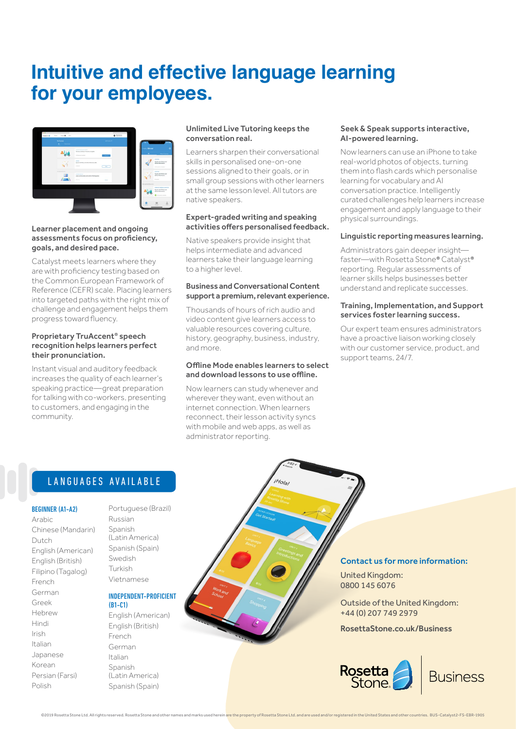# Intuitive and effective language learning for your employees.

### Learner placement and ongoing assessments focus on proficiency, goals, and desired pace.

Catalyst meets learners where they are with proficiency testing based on the Common European Framework of Reference (CEFR) scale. Placing learners into targeted paths with the right mix of challenge and engagement helps them progress toward fluency.

### Proprietary TruAccent® speech recognition helps learners perfect their pronunciation.

Instant visual and auditory feedback increases the quality of each learner's speaking practice—great preparation for talking with co-workers, presenting to customers, and engaging in the community.

### Unlimited Live Tutoring keeps the conversation real.

Learners sharpen their conversational skills in personalised one-on-one sessions aligned to their goals, or in small group sessions with other learners at the same lesson level. All tutors are native speakers.

### Expert-graded writing and speaking activities offers personalised feedback.

Native speakers provide insight that helps intermediate and advanced learners take their language learning to a higher level.

### Business and Conversational Content support a premium, relevant experience.

Thousands of hours of rich audio and video content give learners access to valuable resources covering culture, history, geography, business, industry, and more.

### Offline Mode enables learners to select and download lessons to use offline.

Now learners can study whenever and wherever they want, even without an internet connection. When learners reconnect, their lesson activity syncs with mobile and web apps, as well as administrator reporting.

### Seek & Speak supports interactive, AI-powered learning.

Now learners can use an iPhone to take real-world photos of objects, turning them into flash cards which personalise learning for vocabulary and AI conversation practice. Intelligently curated challenges help learners increase engagement and apply language to their physical surroundings.

### Linguistic reporting measures learning.

Administrators gain deeper insight—faster—with Rosetta Stone® Catalyst® reporting. Regular assessments of learner skills helps businesses better understand and replicate successes.

### Training, Implementation, and Support services foster learning success.

Our expert team ensures administrators have a proactive liaison working closely with our customer service, product, and support teams, 24/7.

## LANGUAGES AVAILABLE

**BEGINNER (A1–A2)**

Arabic
Chinese (Mandarin)
Dutch
English (American)
English (British)
Filipino (Tagalog)
French
German
Greek
Hebrew
Hindi
Irish
Italian
Japanese
Korean
Persian (Farsi)
Polish
Portuguese (Brazil)
Russian
Spanish (Latin America)
Spanish (Spain)
Swedish
Turkish
Vietnamese

**INDEPENDENT-PROFICIENT (B1–C1)**

English (American)
English (British)
French
German
Italian
Spanish (Latin America)
Spanish (Spain)

**Contact us for more information:**

United Kingdom:
0800 145 6076

Outside of the United Kingdom:
+44 (0) 207 749 2979

**RosettaStone.co.uk/Business**

Rosetta Stone Business

©2019 Rosetta Stone Ltd. All rights reserved. Rosetta Stone and other names and marks used herein are the property of Rosetta Stone Ltd. and are used and/or registered in the United States and other countries. BUS-Catalyst2-FS-EBR-1905